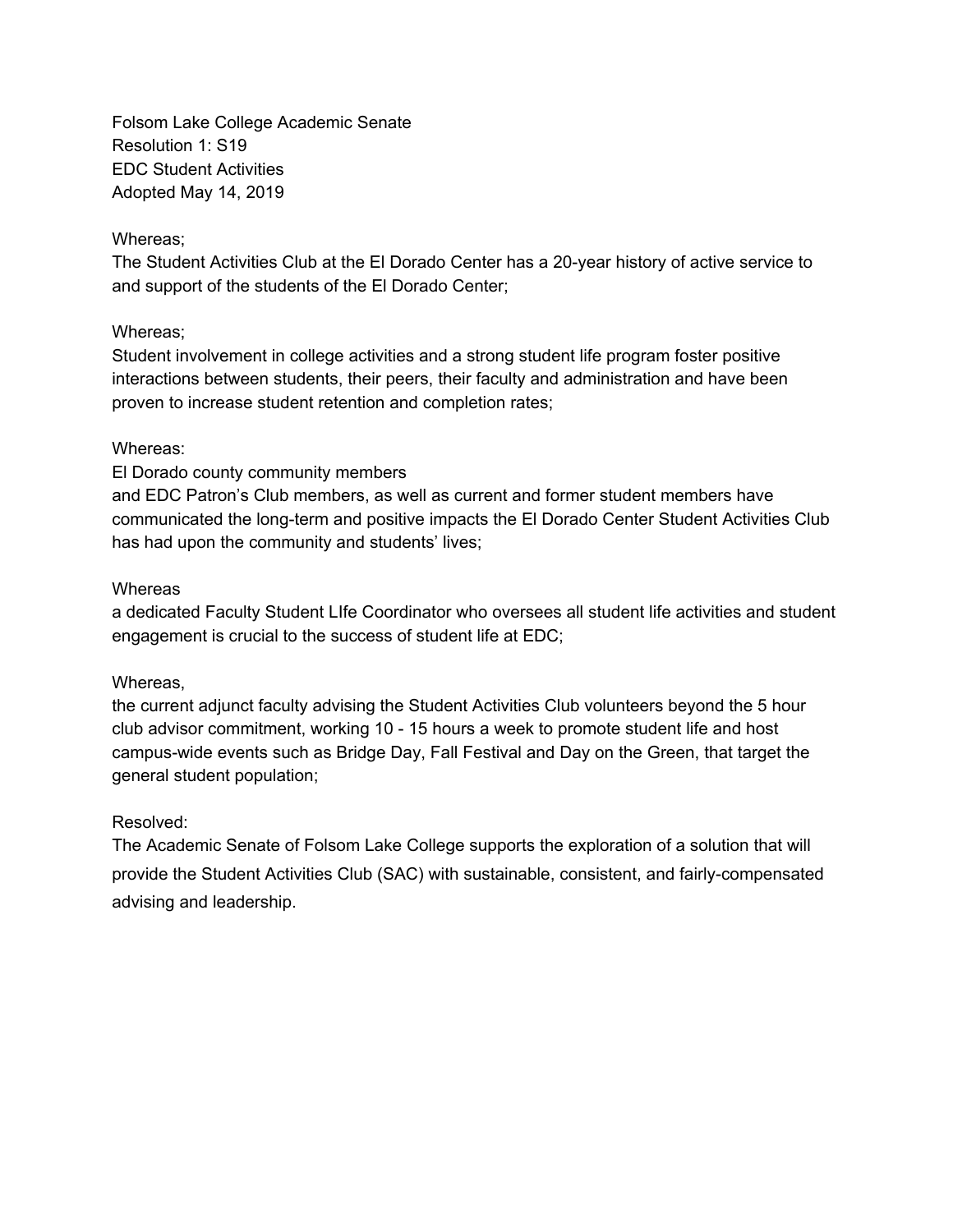Folsom Lake College Academic Senate
Resolution 1: S19
EDC Student Activities
Adopted May 14, 2019

Whereas;
The Student Activities Club at the El Dorado Center has a 20-year history of active service to and support of the students of the El Dorado Center;

Whereas;
Student involvement in college activities and a strong student life program foster positive interactions between students, their peers, their faculty and administration and have been proven to increase student retention and completion rates;

Whereas:
El Dorado county community members
and EDC Patron's Club members, as well as current and former student members have communicated the long-term and positive impacts the El Dorado Center Student Activities Club has had upon the community and students' lives;

Whereas
a dedicated Faculty Student LIfe Coordinator who oversees all student life activities and student engagement is crucial to the success of student life at EDC;

Whereas,
the current adjunct faculty advising the Student Activities Club volunteers beyond the 5 hour club advisor commitment, working 10 - 15 hours a week to promote student life and host campus-wide events such as Bridge Day, Fall Festival and Day on the Green, that target the general student population;

Resolved:
The Academic Senate of Folsom Lake College supports the exploration of a solution that will provide the Student Activities Club (SAC) with sustainable, consistent, and fairly-compensated advising and leadership.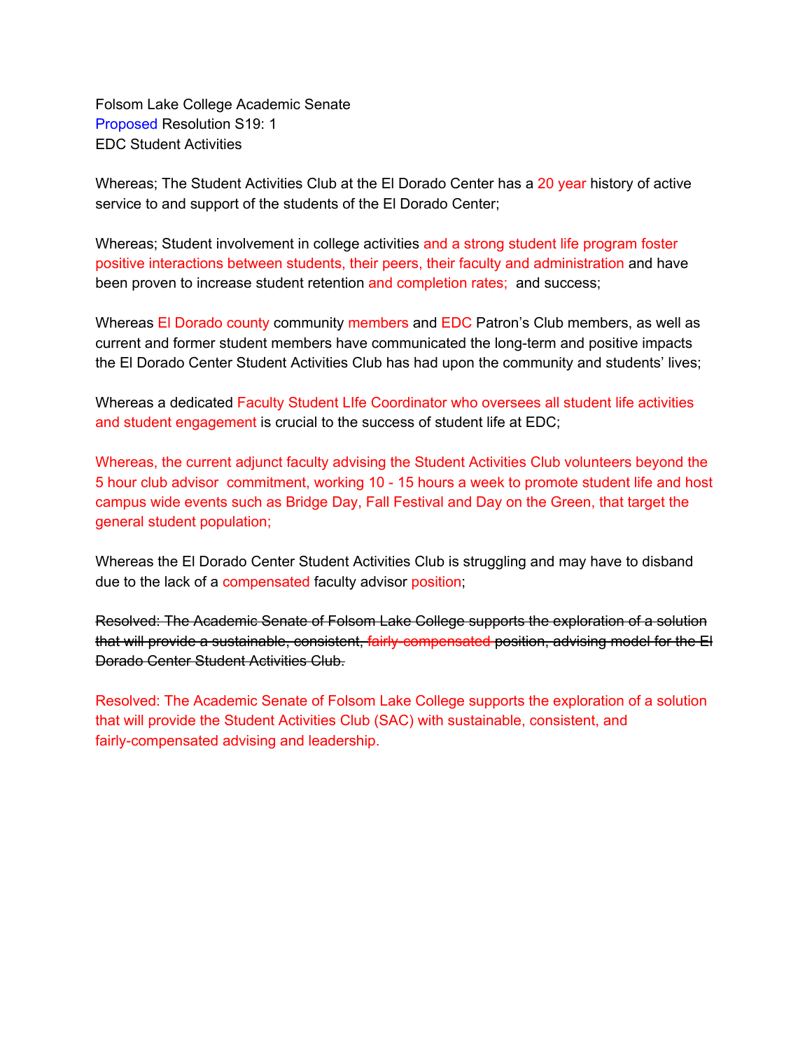Folsom Lake College Academic Senate
Proposed Resolution S19: 1
EDC Student Activities

Whereas; The Student Activities Club at the El Dorado Center has a 20 year history of active service to and support of the students of the El Dorado Center;

Whereas; Student involvement in college activities and a strong student life program foster positive interactions between students, their peers, their faculty and administration and have been proven to increase student retention and completion rates;  and success;

Whereas El Dorado county community members and EDC Patron's Club members, as well as current and former student members have communicated the long-term and positive impacts the El Dorado Center Student Activities Club has had upon the community and students' lives;

Whereas a dedicated Faculty Student LIfe Coordinator who oversees all student life activities and student engagement is crucial to the success of student life at EDC;

Whereas, the current adjunct faculty advising the Student Activities Club volunteers beyond the 5 hour club advisor  commitment, working 10 - 15 hours a week to promote student life and host campus wide events such as Bridge Day, Fall Festival and Day on the Green, that target the general student population;

Whereas the El Dorado Center Student Activities Club is struggling and may have to disband due to the lack of a compensated faculty advisor position;

~~Resolved: The Academic Senate of Folsom Lake College supports the exploration of a solution that will provide a sustainable, consistent, fairly-compensated position, advising model for the El Dorado Center Student Activities Club.~~

Resolved: The Academic Senate of Folsom Lake College supports the exploration of a solution that will provide the Student Activities Club (SAC) with sustainable, consistent, and fairly-compensated advising and leadership.